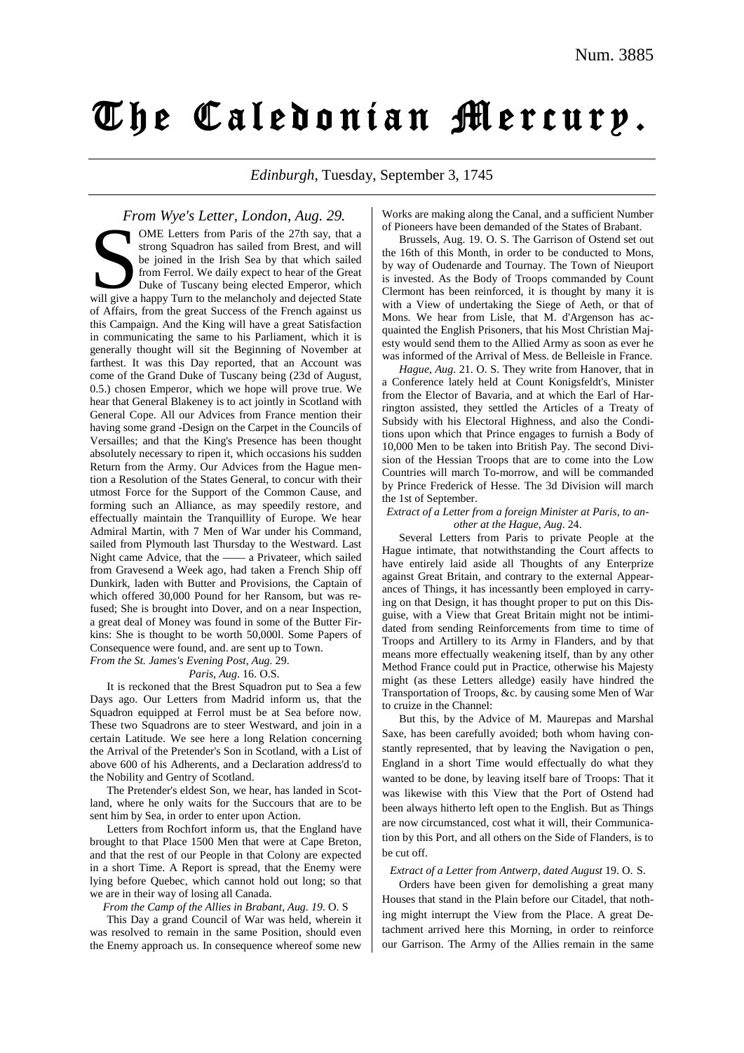Num. 3885

# The Caledonian Mercury.

*Edinburgh*, Tuesday, September 3, 1745

### *From Wye's Letter, London, Aug. 29.*

SOME Letters from Paris of the 27th say, that a strong Squadron has sailed from Brest, and will be joined in the Irish Sea by that which sailed from Ferrol. We daily expect to hear of the Great Duke of Tuscany being elected Emperor, which will give a happy Turn to the melancholy and dejected State of Affairs, from the great Success of the French against us this Campaign. And the King will have a great Satisfaction in communicating the same to his Parliament, which it is generally thought will sit the Beginning of November at farthest. It was this Day reported, that an Account was come of the Grand Duke of Tuscany being (23d of August, 0.5.) chosen Emperor, which we hope will prove true. We hear that General Blakeney is to act jointly in Scotland with General Cope. All our Advices from France mention their having some grand -Design on the Carpet in the Councils of Versailles; and that the King's Presence has been thought absolutely necessary to ripen it, which occasions his sudden Return from the Army. Our Advices from the Hague mention a Resolution of the States General, to concur with their utmost Force for the Support of the Common Cause, and forming such an Alliance, as may speedily restore, and effectually maintain the Tranquillity of Europe. We hear Admiral Martin, with 7 Men of War under his Command, sailed from Plymouth last Thursday to the Westward. Last Night came Advice, that the —— a Privateer, which sailed from Gravesend a Week ago, had taken a French Ship off Dunkirk, laden with Butter and Provisions, the Captain of which offered 30,000 Pound for her Ransom, but was refused; She is brought into Dover, and on a near Inspection, a great deal of Money was found in some of the Butter Firkins: She is thought to be worth 50,000l. Some Papers of Consequence were found, and. are sent up to Town.

*From the St. James's Evening Post, Aug.* 29.

*Paris, Aug.* 16. O.S.

It is reckoned that the Brest Squadron put to Sea a few Days ago. Our Letters from Madrid inform us, that the Squadron equipped at Ferrol must be at Sea before now. These two Squadrons are to steer Westward, and join in a certain Latitude. We see here a long Relation concerning the Arrival of the Pretender's Son in Scotland, with a List of above 600 of his Adherents, and a Declaration address'd to the Nobility and Gentry of Scotland.

The Pretender's eldest Son, we hear, has landed in Scotland, where he only waits for the Succours that are to be sent him by Sea, in order to enter upon Action.

Letters from Rochfort inform us, that the England have brought to that Place 1500 Men that were at Cape Breton, and that the rest of our People in that Colony are expected in a short Time. A Report is spread, that the Enemy were lying before Quebec, which cannot hold out long; so that we are in their way of losing all Canada.

*From the Camp of the Allies in Brabant, Aug. 19*. O. S

This Day a grand Council of War was held, wherein it was resolved to remain in the same Position, should even the Enemy approach us. In consequence whereof some new Works are making along the Canal, and a sufficient Number of Pioneers have been demanded of the States of Brabant.

Brussels, Aug. 19. O. S. The Garrison of Ostend set out the 16th of this Month, in order to be conducted to Mons, by way of Oudenarde and Tournay. The Town of Nieuport is invested. As the Body of Troops commanded by Count Clermont has been reinforced, it is thought by many it is with a View of undertaking the Siege of Aeth, or that of Mons. We hear from Lisle, that M. d'Argenson has acquainted the English Prisoners, that his Most Christian Majesty would send them to the Allied Army as soon as ever he was informed of the Arrival of Mess. de Belleisle in France.

*Hague, Aug.* 21. O. S. They write from Hanover, that in a Conference lately held at Count Konigsfeldt's, Minister from the Elector of Bavaria, and at which the Earl of Harrington assisted, they settled the Articles of a Treaty of Subsidy with his Electoral Highness, and also the Conditions upon which that Prince engages to furnish a Body of 10,000 Men to be taken into British Pay. The second Division of the Hessian Troops that are to come into the Low Countries will march To-morrow, and will be commanded by Prince Frederick of Hesse. The 3d Division will march the 1st of September.

*Extract of a Letter from a foreign Minister at Paris, to another at the Hague, Aug.* 24.

Several Letters from Paris to private People at the Hague intimate, that notwithstanding the Court affects to have entirely laid aside all Thoughts of any Enterprize against Great Britain, and contrary to the external Appearances of Things, it has incessantly been employed in carrying on that Design, it has thought proper to put on this Disguise, with a View that Great Britain might not be intimidated from sending Reinforcements from time to time of Troops and Artillery to its Army in Flanders, and by that means more effectually weakening itself, than by any other Method France could put in Practice, otherwise his Majesty might (as these Letters alledge) easily have hindred the Transportation of Troops, &c. by causing some Men of War to cruize in the Channel:

But this, by the Advice of M. Maurepas and Marshal Saxe, has been carefully avoided; both whom having constantly represented, that by leaving the Navigation o pen, England in a short Time would effectually do what they wanted to be done, by leaving itself bare of Troops: That it was likewise with this View that the Port of Ostend had been always hitherto left open to the English. But as Things are now circumstanced, cost what it will, their Communication by this Port, and all others on the Side of Flanders, is to be cut off.

*Extract of a Letter from Antwerp, dated August* 19. O. S.

Orders have been given for demolishing a great many Houses that stand in the Plain before our Citadel, that nothing might interrupt the View from the Place. A great Detachment arrived here this Morning, in order to reinforce our Garrison. The Army of the Allies remain in the same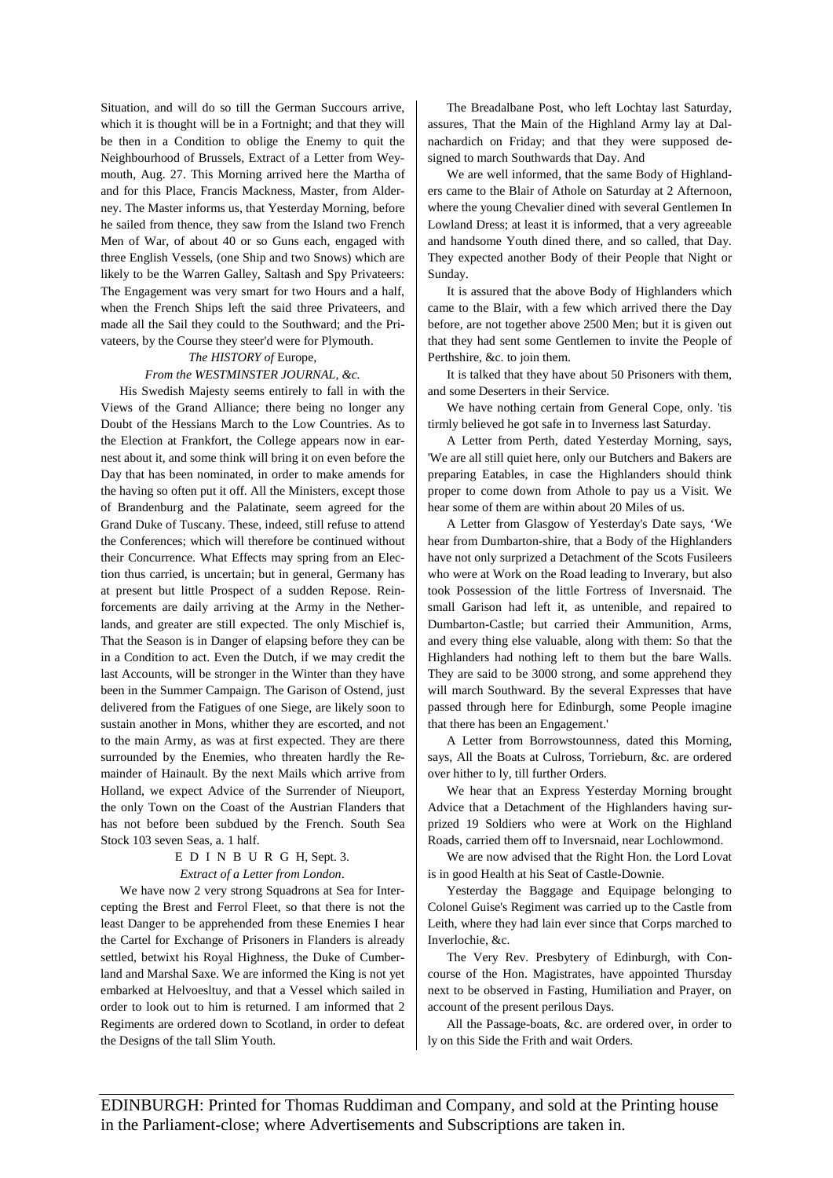Situation, and will do so till the German Succours arrive, which it is thought will be in a Fortnight; and that they will be then in a Condition to oblige the Enemy to quit the Neighbourhood of Brussels, Extract of a Letter from Weymouth, Aug. 27. This Morning arrived here the Martha of and for this Place, Francis Mackness, Master, from Alderney. The Master informs us, that Yesterday Morning, before he sailed from thence, they saw from the Island two French Men of War, of about 40 or so Guns each, engaged with three English Vessels, (one Ship and two Snows) which are likely to be the Warren Galley, Saltash and Spy Privateers: The Engagement was very smart for two Hours and a half, when the French Ships left the said three Privateers, and made all the Sail they could to the Southward; and the Privateers, by the Course they steer'd were for Plymouth.

*The HISTORY of* Europe,

*From the WESTMINSTER JOURNAL, &c.*

His Swedish Majesty seems entirely to fall in with the Views of the Grand Alliance; there being no longer any Doubt of the Hessians March to the Low Countries. As to the Election at Frankfort, the College appears now in earnest about it, and some think will bring it on even before the Day that has been nominated, in order to make amends for the having so often put it off. All the Ministers, except those of Brandenburg and the Palatinate, seem agreed for the Grand Duke of Tuscany. These, indeed, still refuse to attend the Conferences; which will therefore be continued without their Concurrence. What Effects may spring from an Election thus carried, is uncertain; but in general, Germany has at present but little Prospect of a sudden Repose. Reinforcements are daily arriving at the Army in the Netherlands, and greater are still expected. The only Mischief is, That the Season is in Danger of elapsing before they can be in a Condition to act. Even the Dutch, if we may credit the last Accounts, will be stronger in the Winter than they have been in the Summer Campaign. The Garison of Ostend, just delivered from the Fatigues of one Siege, are likely soon to sustain another in Mons, whither they are escorted, and not to the main Army, as was at first expected. They are there surrounded by the Enemies, who threaten hardly the Remainder of Hainault. By the next Mails which arrive from Holland, we expect Advice of the Surrender of Nieuport, the only Town on the Coast of the Austrian Flanders that has not before been subdued by the French. South Sea Stock 103 seven Seas, a. 1 half.

E D I N B U R G H, Sept. 3.

*Extract of a Letter from London.*

We have now 2 very strong Squadrons at Sea for Intercepting the Brest and Ferrol Fleet, so that there is not the least Danger to be apprehended from these Enemies I hear the Cartel for Exchange of Prisoners in Flanders is already settled, betwixt his Royal Highness, the Duke of Cumberland and Marshal Saxe. We are informed the King is not yet embarked at Helvoesltuy, and that a Vessel which sailed in order to look out to him is returned. I am informed that 2 Regiments are ordered down to Scotland, in order to defeat the Designs of the tall Slim Youth.

The Breadalbane Post, who left Lochtay last Saturday, assures, That the Main of the Highland Army lay at Dalnachardich on Friday; and that they were supposed designed to march Southwards that Day. And

We are well informed, that the same Body of Highlanders came to the Blair of Athole on Saturday at 2 Afternoon, where the young Chevalier dined with several Gentlemen In Lowland Dress; at least it is informed, that a very agreeable and handsome Youth dined there, and so called, that Day. They expected another Body of their People that Night or Sunday.

It is assured that the above Body of Highlanders which came to the Blair, with a few which arrived there the Day before, are not together above 2500 Men; but it is given out that they had sent some Gentlemen to invite the People of Perthshire, &c. to join them.

It is talked that they have about 50 Prisoners with them, and some Deserters in their Service.

We have nothing certain from General Cope, only. 'tis tirmly believed he got safe in to Inverness last Saturday.

A Letter from Perth, dated Yesterday Morning, says, 'We are all still quiet here, only our Butchers and Bakers are preparing Eatables, in case the Highlanders should think proper to come down from Athole to pay us a Visit. We hear some of them are within about 20 Miles of us.

A Letter from Glasgow of Yesterday's Date says, 'We hear from Dumbarton-shire, that a Body of the Highlanders have not only surprized a Detachment of the Scots Fusileers who were at Work on the Road leading to Inverary, but also took Possession of the little Fortress of Inversnaid. The small Garison had left it, as untenible, and repaired to Dumbarton-Castle; but carried their Ammunition, Arms, and every thing else valuable, along with them: So that the Highlanders had nothing left to them but the bare Walls. They are said to be 3000 strong, and some apprehend they will march Southward. By the several Expresses that have passed through here for Edinburgh, some People imagine that there has been an Engagement.'

A Letter from Borrowstounness, dated this Morning, says, All the Boats at Culross, Torrieburn, &c. are ordered over hither to ly, till further Orders.

We hear that an Express Yesterday Morning brought Advice that a Detachment of the Highlanders having surprized 19 Soldiers who were at Work on the Highland Roads, carried them off to Inversnaid, near Lochlowmond.

We are now advised that the Right Hon. the Lord Lovat is in good Health at his Seat of Castle-Downie.

Yesterday the Baggage and Equipage belonging to Colonel Guise's Regiment was carried up to the Castle from Leith, where they had lain ever since that Corps marched to Inverlochie, &c.

The Very Rev. Presbytery of Edinburgh, with Concourse of the Hon. Magistrates, have appointed Thursday next to be observed in Fasting, Humiliation and Prayer, on account of the present perilous Days.

All the Passage-boats, &c. are ordered over, in order to ly on this Side the Frith and wait Orders.

---

EDINBURGH: Printed for Thomas Ruddiman and Company, and sold at the Printing house in the Parliament-close; where Advertisements and Subscriptions are taken in.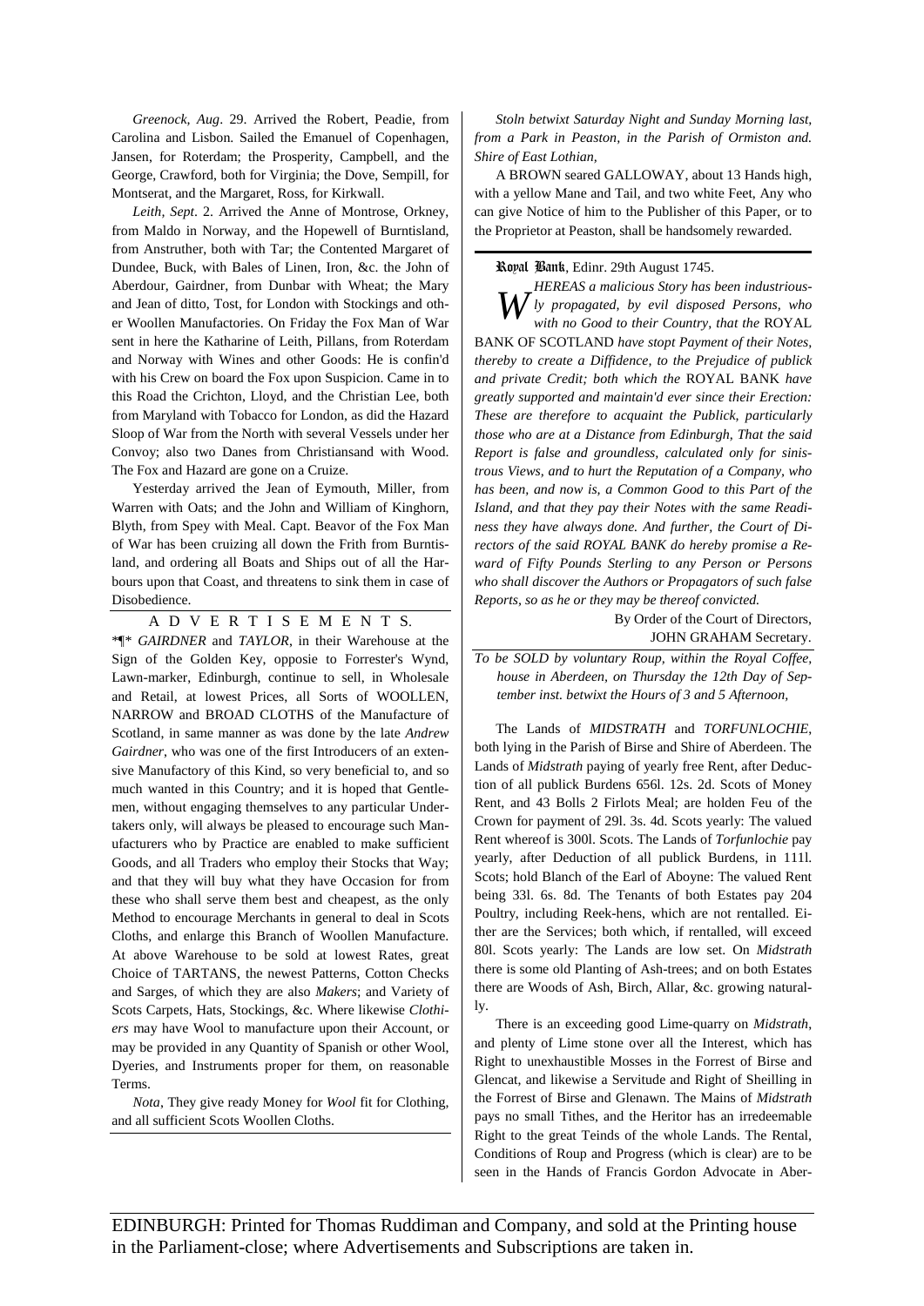*Greenock, Aug*. 29. Arrived the Robert, Peadie, from Carolina and Lisbon. Sailed the Emanuel of Copenhagen, Jansen, for Roterdam; the Prosperity, Campbell, and the George, Crawford, both for Virginia; the Dove, Sempill, for Montserat, and the Margaret, Ross, for Kirkwall.

*Leith, Sept*. 2. Arrived the Anne of Montrose, Orkney, from Maldo in Norway, and the Hopewell of Burntisland, from Anstruther, both with Tar; the Contented Margaret of Dundee, Buck, with Bales of Linen, Iron, &c. the John of Aberdour, Gairdner, from Dunbar with Wheat; the Mary and Jean of ditto, Tost, for London with Stockings and other Woollen Manufactories. On Friday the Fox Man of War sent in here the Katharine of Leith, Pillans, from Roterdam and Norway with Wines and other Goods: He is confin'd with his Crew on board the Fox upon Suspicion. Came in to this Road the Crichton, Lloyd, and the Christian Lee, both from Maryland with Tobacco for London, as did the Hazard Sloop of War from the North with several Vessels under her Convoy; also two Danes from Christiansand with Wood. The Fox and Hazard are gone on a Cruize.

Yesterday arrived the Jean of Eymouth, Miller, from Warren with Oats; and the John and William of Kinghorn, Blyth, from Spey with Meal. Capt. Beavor of the Fox Man of War has been cruizing all down the Frith from Burntisland, and ordering all Boats and Ships out of all the Harbours upon that Coast, and threatens to sink them in case of Disobedience.

## A D V E R T I S E M E N T S.

*¶* *GAIRDNER* and *TAYLOR*, in their Warehouse at the Sign of the Golden Key, opposie to Forrester's Wynd, Lawn-marker, Edinburgh, continue to sell, in Wholesale and Retail, at lowest Prices, all Sorts of WOOLLEN, NARROW and BROAD CLOTHS of the Manufacture of Scotland, in same manner as was done by the late *Andrew Gairdner*, who was one of the first Introducers of an extensive Manufactory of this Kind, so very beneficial to, and so much wanted in this Country; and it is hoped that Gentlemen, without engaging themselves to any particular Undertakers only, will always be pleased to encourage such Manufacturers who by Practice are enabled to make sufficient Goods, and all Traders who employ their Stocks that Way; and that they will buy what they have Occasion for from these who shall serve them best and cheapest, as the only Method to encourage Merchants in general to deal in Scots Cloths, and enlarge this Branch of Woollen Manufacture. At above Warehouse to be sold at lowest Rates, great Choice of TARTANS, the newest Patterns, Cotton Checks and Sarges, of which they are also *Makers*; and Variety of Scots Carpets, Hats, Stockings, &c. Where likewise *Clothiers* may have Wool to manufacture upon their Account, or may be provided in any Quantity of Spanish or other Wool, Dyeries, and Instruments proper for them, on reasonable Terms.

*Nota*, They give ready Money for *Wool* fit for Clothing, and all sufficient Scots Woollen Cloths.

---

*Stoln betwixt Saturday Night and Sunday Morning last, from a Park in Peaston, in the Parish of Ormiston and. Shire of East Lothian,*

A BROWN seared GALLOWAY, about 13 Hands high, with a yellow Mane and Tail, and two white Feet, Any who can give Notice of him to the Publisher of this Paper, or to the Proprietor at Peaston, shall be handsomely rewarded.

---

**Royal Bank**, Edinr. 29th August 1745.

*WHEREAS a malicious Story has been industriously propagated, by evil disposed Persons, who with no Good to their Country, that the* ROYAL BANK OF SCOTLAND *have stopt Payment of their Notes, thereby to create a Diffidence, to the Prejudice of publick and private Credit; both which the* ROYAL BANK *have greatly supported and maintain'd ever since their Erection: These are therefore to acquaint the Publick, particularly those who are at a Distance from Edinburgh, That the said Report is false and groundless, calculated only for sinistrous Views, and to hurt the Reputation of a Company, who has been, and now is, a Common Good to this Part of the Island, and that they pay their Notes with the same Readiness they have always done. And further, the Court of Directors of the said ROYAL BANK do hereby promise a Reward of Fifty Pounds Sterling to any Person or Persons who shall discover the Authors or Propagators of such false Reports, so as he or they may be thereof convicted.*

By Order of the Court of Directors,
JOHN GRAHAM Secretary.

---

*To be SOLD by voluntary Roup, within the Royal Coffee, house in Aberdeen, on Thursday the 12th Day of September inst. betwixt the Hours of 3 and 5 Afternoon,*

The Lands of *MIDSTRATH* and *TORFUNLOCHIE*, both lying in the Parish of Birse and Shire of Aberdeen. The Lands of *Midstrath* paying of yearly free Rent, after Deduction of all publick Burdens 656l. 12s. 2d. Scots of Money Rent, and 43 Bolls 2 Firlots Meal; are holden Feu of the Crown for payment of 29l. 3s. 4d. Scots yearly: The valued Rent whereof is 300l. Scots. The Lands of *Torfunlochie* pay yearly, after Deduction of all publick Burdens, in 111l. Scots; hold Blanch of the Earl of Aboyne: The valued Rent being 33l. 6s. 8d. The Tenants of both Estates pay 204 Poultry, including Reek-hens, which are not rentalled. Either are the Services; both which, if rentalled, will exceed 80l. Scots yearly: The Lands are low set. On *Midstrath* there is some old Planting of Ash-trees; and on both Estates there are Woods of Ash, Birch, Allar, &c. growing naturally.

There is an exceeding good Lime-quarry on *Midstrath*, and plenty of Lime stone over all the Interest, which has Right to unexhaustible Mosses in the Forrest of Birse and Glencat, and likewise a Servitude and Right of Sheilling in the Forrest of Birse and Glenawn. The Mains of *Midstrath* pays no small Tithes, and the Heritor has an irredeemable Right to the great Teinds of the whole Lands. The Rental, Conditions of Roup and Progress (which is clear) are to be seen in the Hands of Francis Gordon Advocate in Aber-

---

EDINBURGH: Printed for Thomas Ruddiman and Company, and sold at the Printing house in the Parliament-close; where Advertisements and Subscriptions are taken in.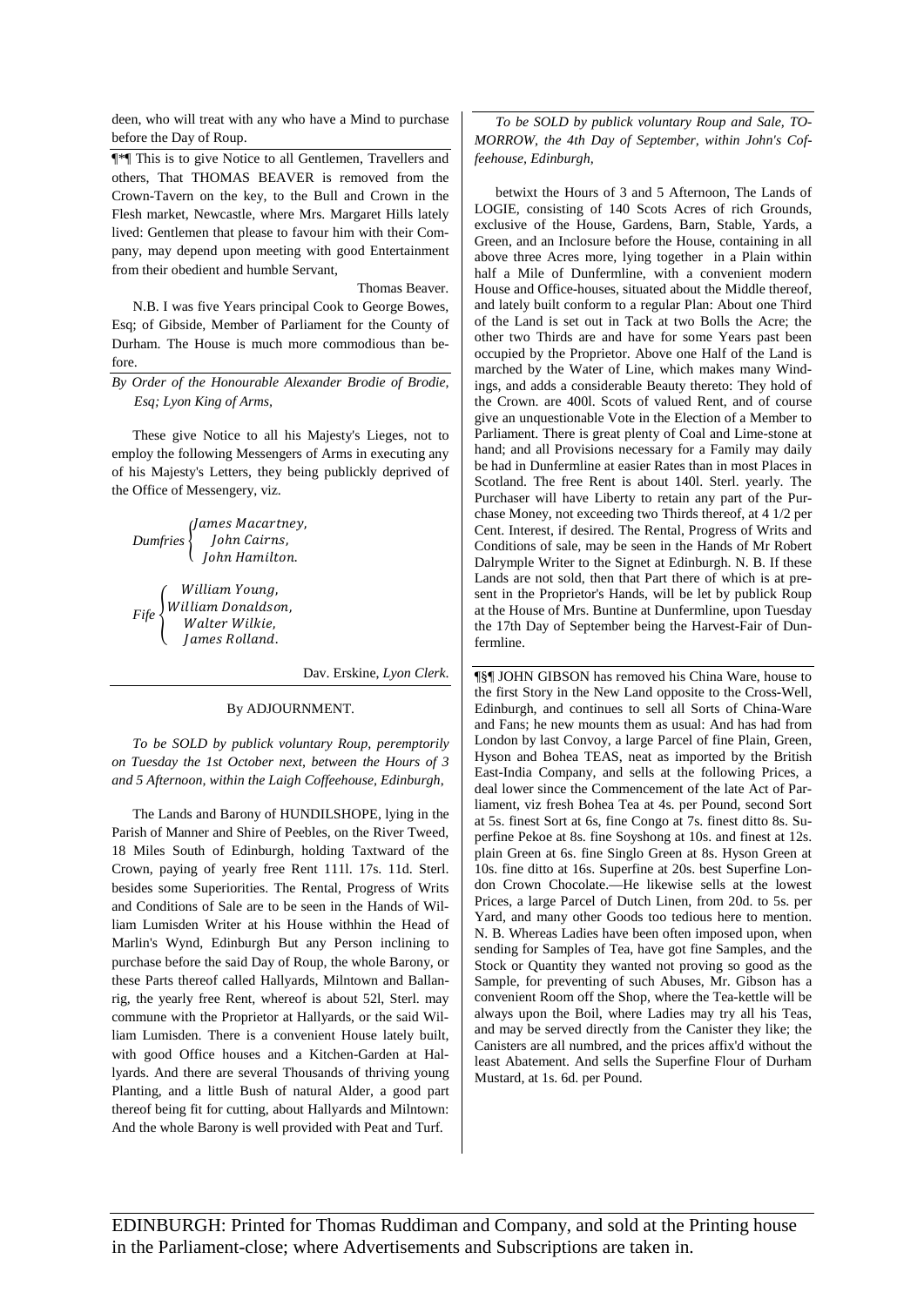deen, who will treat with any who have a Mind to purchase before the Day of Roup.

¶*¶ This is to give Notice to all Gentlemen, Travellers and others, That THOMAS BEAVER is removed from the Crown-Tavern on the key, to the Bull and Crown in the Flesh market, Newcastle, where Mrs. Margaret Hills lately lived: Gentlemen that please to favour him with their Company, may depend upon meeting with good Entertainment from their obedient and humble Servant,

Thomas Beaver.

N.B. I was five Years principal Cook to George Bowes, Esq; of Gibside, Member of Parliament for the County of Durham. The House is much more commodious than before.

*By Order of the Honourable Alexander Brodie of Brodie, Esq; Lyon King of Arms,*

These give Notice to all his Majesty's Lieges, not to employ the following Messengers of Arms in executing any of his Majesty's Letters, they being publickly deprived of the Office of Messengery, viz.

Dumfries — James Macartney, John Cairns, John Hamilton.

Fife — William Young, William Donaldson, Walter Wilkie, James Rolland.

Dav. Erskine, *Lyon Clerk.*

By ADJOURNMENT.

*To be SOLD by publick voluntary Roup, peremptorily on Tuesday the 1st October next, between the Hours of 3 and 5 Afternoon, within the Laigh Coffeehouse, Edinburgh,*

The Lands and Barony of HUNDILSHOPE, lying in the Parish of Manner and Shire of Peebles, on the River Tweed, 18 Miles South of Edinburgh, holding Taxtward of the Crown, paying of yearly free Rent 111l. 17s. 11d. Sterl. besides some Superiorities. The Rental, Progress of Writs and Conditions of Sale are to be seen in the Hands of William Lumisden Writer at his House withhin the Head of Marlin's Wynd, Edinburgh But any Person inclining to purchase before the said Day of Roup, the whole Barony, or these Parts thereof called Hallyards, Milntown and Ballanrig, the yearly free Rent, whereof is about 52l, Sterl. may commune with the Proprietor at Hallyards, or the said William Lumisden. There is a convenient House lately built, with good Office houses and a Kitchen-Garden at Hallyards. And there are several Thousands of thriving young Planting, and a little Bush of natural Alder, a good part thereof being fit for cutting, about Hallyards and Milntown: And the whole Barony is well provided with Peat and Turf.

*To be SOLD by publick voluntary Roup and Sale, TO-MORROW, the 4th Day of September, within John's Coffeehouse, Edinburgh,*

betwixt the Hours of 3 and 5 Afternoon, The Lands of LOGIE, consisting of 140 Scots Acres of rich Grounds, exclusive of the House, Gardens, Barn, Stable, Yards, a Green, and an Inclosure before the House, containing in all above three Acres more, lying together in a Plain within half a Mile of Dunfermline, with a convenient modern House and Office-houses, situated about the Middle thereof, and lately built conform to a regular Plan: About one Third of the Land is set out in Tack at two Bolls the Acre; the other two Thirds are and have for some Years past been occupied by the Proprietor. Above one Half of the Land is marched by the Water of Line, which makes many Windings, and adds a considerable Beauty thereto: They hold of the Crown. are 400l. Scots of valued Rent, and of course give an unquestionable Vote in the Election of a Member to Parliament. There is great plenty of Coal and Lime-stone at hand; and all Provisions necessary for a Family may daily be had in Dunfermline at easier Rates than in most Places in Scotland. The free Rent is about 140l. Sterl. yearly. The Purchaser will have Liberty to retain any part of the Purchase Money, not exceeding two Thirds thereof, at 4 1/2 per Cent. Interest, if desired. The Rental, Progress of Writs and Conditions of sale, may be seen in the Hands of Mr Robert Dalrymple Writer to the Signet at Edinburgh. N. B. If these Lands are not sold, then that Part there of which is at present in the Proprietor's Hands, will be let by publick Roup at the House of Mrs. Buntine at Dunfermline, upon Tuesday the 17th Day of September being the Harvest-Fair of Dunfermline.

¶§¶ JOHN GIBSON has removed his China Ware, house to the first Story in the New Land opposite to the Cross-Well, Edinburgh, and continues to sell all Sorts of China-Ware and Fans; he new mounts them as usual: And has had from London by last Convoy, a large Parcel of fine Plain, Green, Hyson and Bohea TEAS, neat as imported by the British East-India Company, and sells at the following Prices, a deal lower since the Commencement of the late Act of Parliament, viz fresh Bohea Tea at 4s. per Pound, second Sort at 5s. finest Sort at 6s, fine Congo at 7s. finest ditto 8s. Superfine Pekoe at 8s. fine Soyshong at 10s. and finest at 12s. plain Green at 6s. fine Singlo Green at 8s. Hyson Green at 10s. fine ditto at 16s. Superfine at 20s. best Superfine London Crown Chocolate.—He likewise sells at the lowest Prices, a large Parcel of Dutch Linen, from 20d. to 5s. per Yard, and many other Goods too tedious here to mention. N. B. Whereas Ladies have been often imposed upon, when sending for Samples of Tea, have got fine Samples, and the Stock or Quantity they wanted not proving so good as the Sample, for preventing of such Abuses, Mr. Gibson has a convenient Room off the Shop, where the Tea-kettle will be always upon the Boil, where Ladies may try all his Teas, and may be served directly from the Canister they like; the Canisters are all numbred, and the prices affix'd without the least Abatement. And sells the Superfine Flour of Durham Mustard, at 1s. 6d. per Pound.

EDINBURGH: Printed for Thomas Ruddiman and Company, and sold at the Printing house in the Parliament-close; where Advertisements and Subscriptions are taken in.